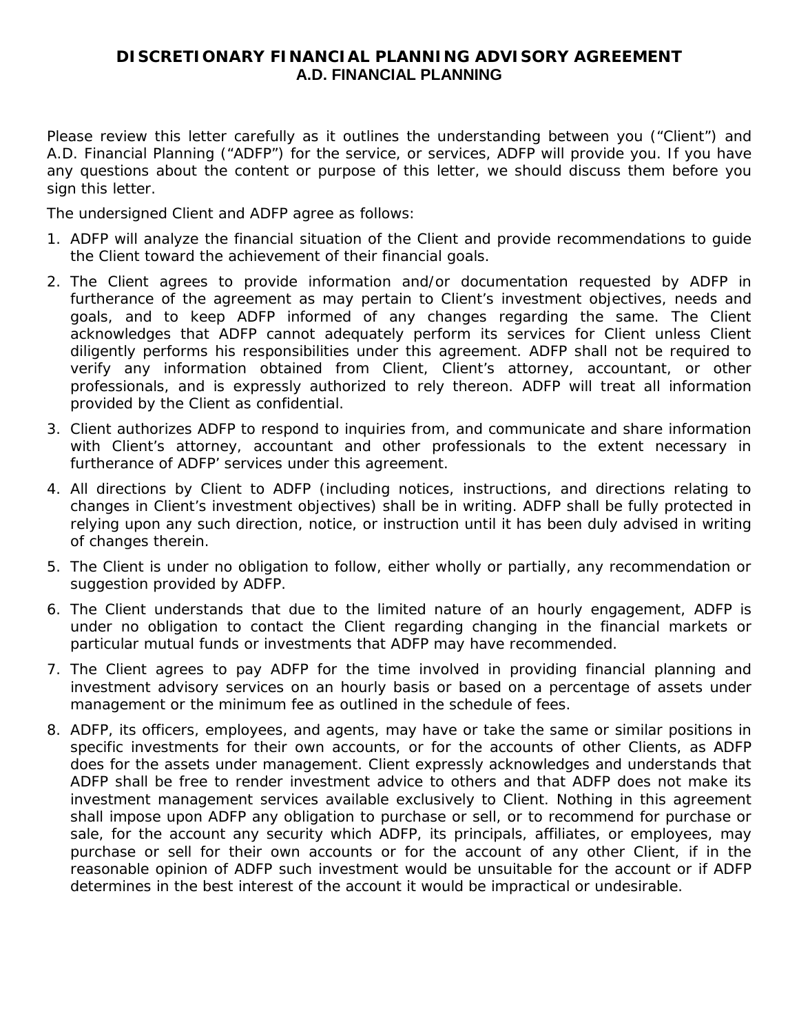# DISCRETIONARY FINANCIAL PLANNING ADVISORY AGREEMENT

## A.D. FINANCIAL PLANNING

Please review this letter carefully as it outlines the understanding between you ("Client") and A.D. Financial Planning ("ADFP") for the service, or services, ADFP will provide you. If you have any questions about the content or purpose of this letter, we should discuss them before you sign this letter.

The undersigned Client and ADFP agree as follows:

1. ADFP will analyze the financial situation of the Client and provide recommendations to guide the Client toward the achievement of their financial goals.
2. The Client agrees to provide information and/or documentation requested by ADFP in furtherance of the agreement as may pertain to Client's investment objectives, needs and goals, and to keep ADFP informed of any changes regarding the same. The Client acknowledges that ADFP cannot adequately perform its services for Client unless Client diligently performs his responsibilities under this agreement. ADFP shall not be required to verify any information obtained from Client, Client's attorney, accountant, or other professionals, and is expressly authorized to rely thereon. ADFP will treat all information provided by the Client as confidential.
3. Client authorizes ADFP to respond to inquiries from, and communicate and share information with Client's attorney, accountant and other professionals to the extent necessary in furtherance of ADFP' services under this agreement.
4. All directions by Client to ADFP (including notices, instructions, and directions relating to changes in Client's investment objectives) shall be in writing. ADFP shall be fully protected in relying upon any such direction, notice, or instruction until it has been duly advised in writing of changes therein.
5. The Client is under no obligation to follow, either wholly or partially, any recommendation or suggestion provided by ADFP.
6. The Client understands that due to the limited nature of an hourly engagement, ADFP is under no obligation to contact the Client regarding changing in the financial markets or particular mutual funds or investments that ADFP may have recommended.
7. The Client agrees to pay ADFP for the time involved in providing financial planning and investment advisory services on an hourly basis or based on a percentage of assets under management or the minimum fee as outlined in the schedule of fees.
8. ADFP, its officers, employees, and agents, may have or take the same or similar positions in specific investments for their own accounts, or for the accounts of other Clients, as ADFP does for the assets under management. Client expressly acknowledges and understands that ADFP shall be free to render investment advice to others and that ADFP does not make its investment management services available exclusively to Client. Nothing in this agreement shall impose upon ADFP any obligation to purchase or sell, or to recommend for purchase or sale, for the account any security which ADFP, its principals, affiliates, or employees, may purchase or sell for their own accounts or for the account of any other Client, if in the reasonable opinion of ADFP such investment would be unsuitable for the account or if ADFP determines in the best interest of the account it would be impractical or undesirable.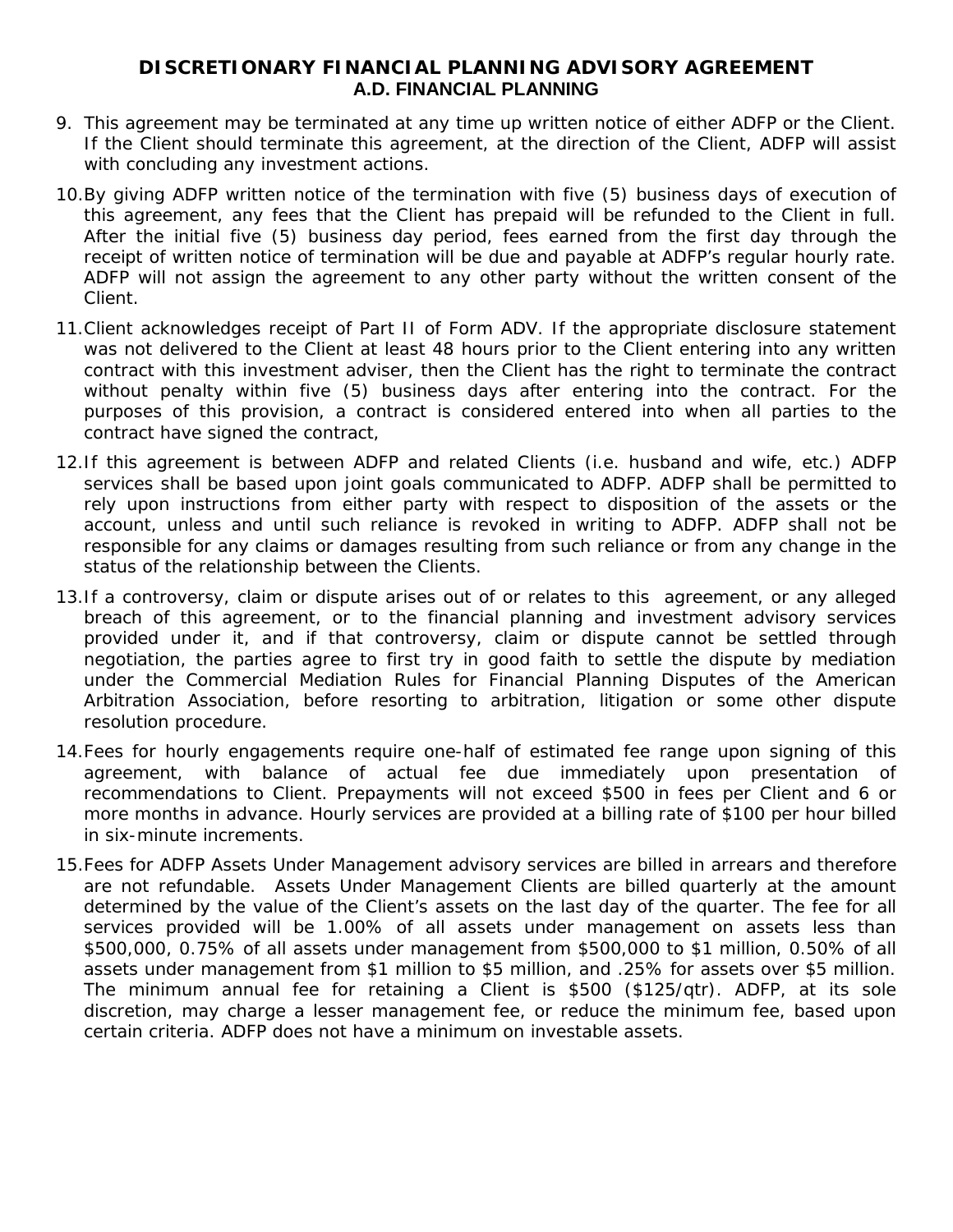**DISCRETIONARY FINANCIAL PLANNING ADVISORY AGREEMENT**
**A.D. FINANCIAL PLANNING**

9. This agreement may be terminated at any time up written notice of either ADFP or the Client. If the Client should terminate this agreement, at the direction of the Client, ADFP will assist with concluding any investment actions.

10. By giving ADFP written notice of the termination with five (5) business days of execution of this agreement, any fees that the Client has prepaid will be refunded to the Client in full. After the initial five (5) business day period, fees earned from the first day through the receipt of written notice of termination will be due and payable at ADFP's regular hourly rate. ADFP will not assign the agreement to any other party without the written consent of the Client.

11. Client acknowledges receipt of Part II of Form ADV. If the appropriate disclosure statement was not delivered to the Client at least 48 hours prior to the Client entering into any written contract with this investment adviser, then the Client has the right to terminate the contract without penalty within five (5) business days after entering into the contract. For the purposes of this provision, a contract is considered entered into when all parties to the contract have signed the contract,

12. If this agreement is between ADFP and related Clients (i.e. husband and wife, etc.) ADFP services shall be based upon joint goals communicated to ADFP. ADFP shall be permitted to rely upon instructions from either party with respect to disposition of the assets or the account, unless and until such reliance is revoked in writing to ADFP. ADFP shall not be responsible for any claims or damages resulting from such reliance or from any change in the status of the relationship between the Clients.

13. If a controversy, claim or dispute arises out of or relates to this agreement, or any alleged breach of this agreement, or to the financial planning and investment advisory services provided under it, and if that controversy, claim or dispute cannot be settled through negotiation, the parties agree to first try in good faith to settle the dispute by mediation under the Commercial Mediation Rules for Financial Planning Disputes of the American Arbitration Association, before resorting to arbitration, litigation or some other dispute resolution procedure.

14. Fees for hourly engagements require one-half of estimated fee range upon signing of this agreement, with balance of actual fee due immediately upon presentation of recommendations to Client. Prepayments will not exceed $500 in fees per Client and 6 or more months in advance. Hourly services are provided at a billing rate of $100 per hour billed in six-minute increments.

15. Fees for ADFP Assets Under Management advisory services are billed in arrears and therefore are not refundable. Assets Under Management Clients are billed quarterly at the amount determined by the value of the Client's assets on the last day of the quarter. The fee for all services provided will be 1.00% of all assets under management on assets less than $500,000, 0.75% of all assets under management from $500,000 to $1 million, 0.50% of all assets under management from $1 million to $5 million, and .25% for assets over $5 million. The minimum annual fee for retaining a Client is $500 ($125/qtr). ADFP, at its sole discretion, may charge a lesser management fee, or reduce the minimum fee, based upon certain criteria. ADFP does not have a minimum on investable assets.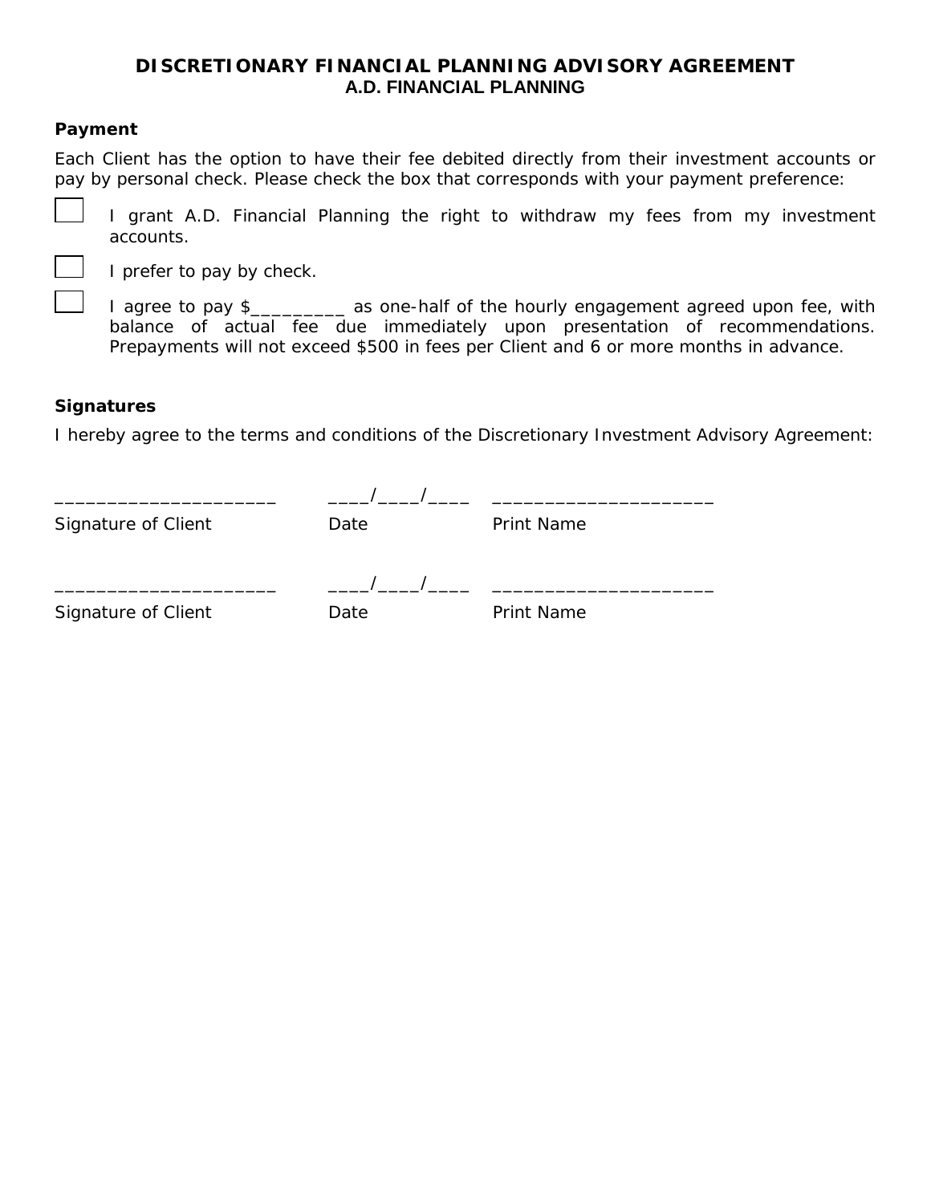**DISCRETIONARY FINANCIAL PLANNING ADVISORY AGREEMENT**
**A.D. FINANCIAL PLANNING**

**Payment**

Each Client has the option to have their fee debited directly from their investment accounts or pay by personal check. Please check the box that corresponds with your payment preference:

☐ I grant A.D. Financial Planning the right to withdraw my fees from my investment accounts.

☐ I prefer to pay by check.

☐ I agree to pay $_________ as one-half of the hourly engagement agreed upon fee, with balance of actual fee due immediately upon presentation of recommendations. Prepayments will not exceed $500 in fees per Client and 6 or more months in advance.

**Signatures**

I hereby agree to the terms and conditions of the Discretionary Investment Advisory Agreement:

| | | |
|---|---|---|
| _____________________ | ____/____/____ | _____________________ |
| Signature of Client | Date | Print Name |
| _____________________ | ____/____/____ | _____________________ |
| Signature of Client | Date | Print Name |